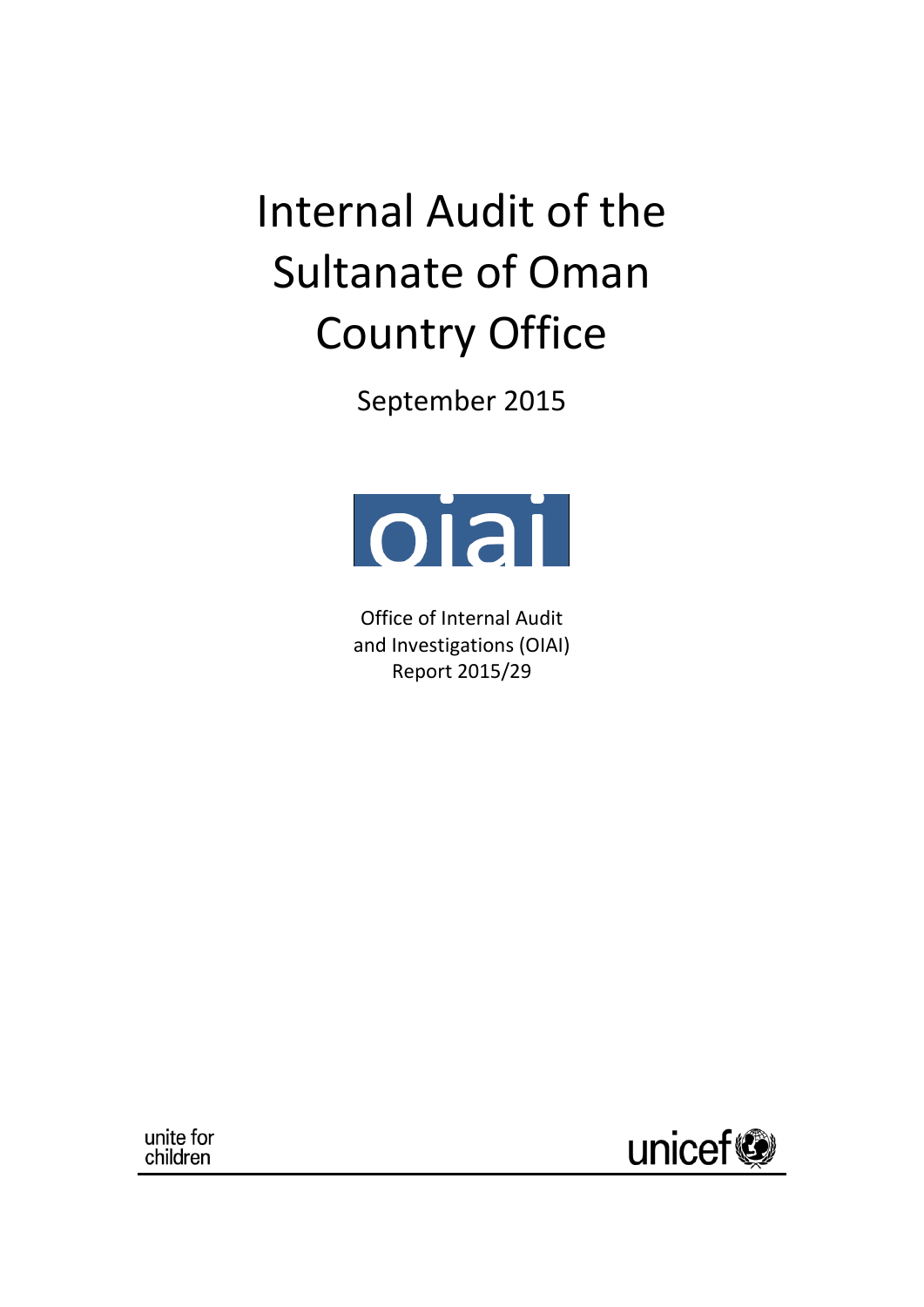# Internal Audit of the Sultanate of Oman Country Office

September 2015

oiai

Office of Internal Audit and Investigations (OIAI)
Report 2015/29

unite for children

unicef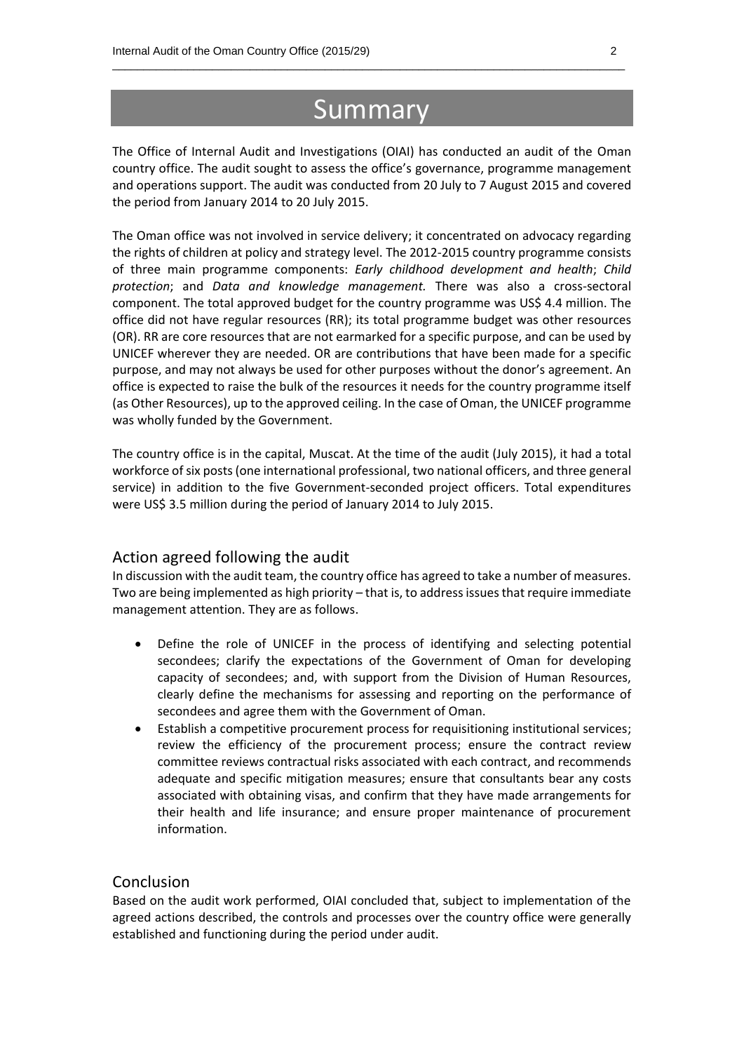# Summary

The Office of Internal Audit and Investigations (OIAI) has conducted an audit of the Oman country office. The audit sought to assess the office's governance, programme management and operations support. The audit was conducted from 20 July to 7 August 2015 and covered the period from January 2014 to 20 July 2015.

The Oman office was not involved in service delivery; it concentrated on advocacy regarding the rights of children at policy and strategy level. The 2012-2015 country programme consists of three main programme components: *Early childhood development and health*; *Child protection*; and *Data and knowledge management.* There was also a cross-sectoral component. The total approved budget for the country programme was US$ 4.4 million. The office did not have regular resources (RR); its total programme budget was other resources (OR). RR are core resources that are not earmarked for a specific purpose, and can be used by UNICEF wherever they are needed. OR are contributions that have been made for a specific purpose, and may not always be used for other purposes without the donor's agreement. An office is expected to raise the bulk of the resources it needs for the country programme itself (as Other Resources), up to the approved ceiling. In the case of Oman, the UNICEF programme was wholly funded by the Government.

The country office is in the capital, Muscat. At the time of the audit (July 2015), it had a total workforce of six posts (one international professional, two national officers, and three general service) in addition to the five Government-seconded project officers. Total expenditures were US$ 3.5 million during the period of January 2014 to July 2015.

## Action agreed following the audit

In discussion with the audit team, the country office has agreed to take a number of measures. Two are being implemented as high priority – that is, to address issues that require immediate management attention. They are as follows.

- Define the role of UNICEF in the process of identifying and selecting potential secondees; clarify the expectations of the Government of Oman for developing capacity of secondees; and, with support from the Division of Human Resources, clearly define the mechanisms for assessing and reporting on the performance of secondees and agree them with the Government of Oman.
- Establish a competitive procurement process for requisitioning institutional services; review the efficiency of the procurement process; ensure the contract review committee reviews contractual risks associated with each contract, and recommends adequate and specific mitigation measures; ensure that consultants bear any costs associated with obtaining visas, and confirm that they have made arrangements for their health and life insurance; and ensure proper maintenance of procurement information.

## Conclusion

Based on the audit work performed, OIAI concluded that, subject to implementation of the agreed actions described, the controls and processes over the country office were generally established and functioning during the period under audit.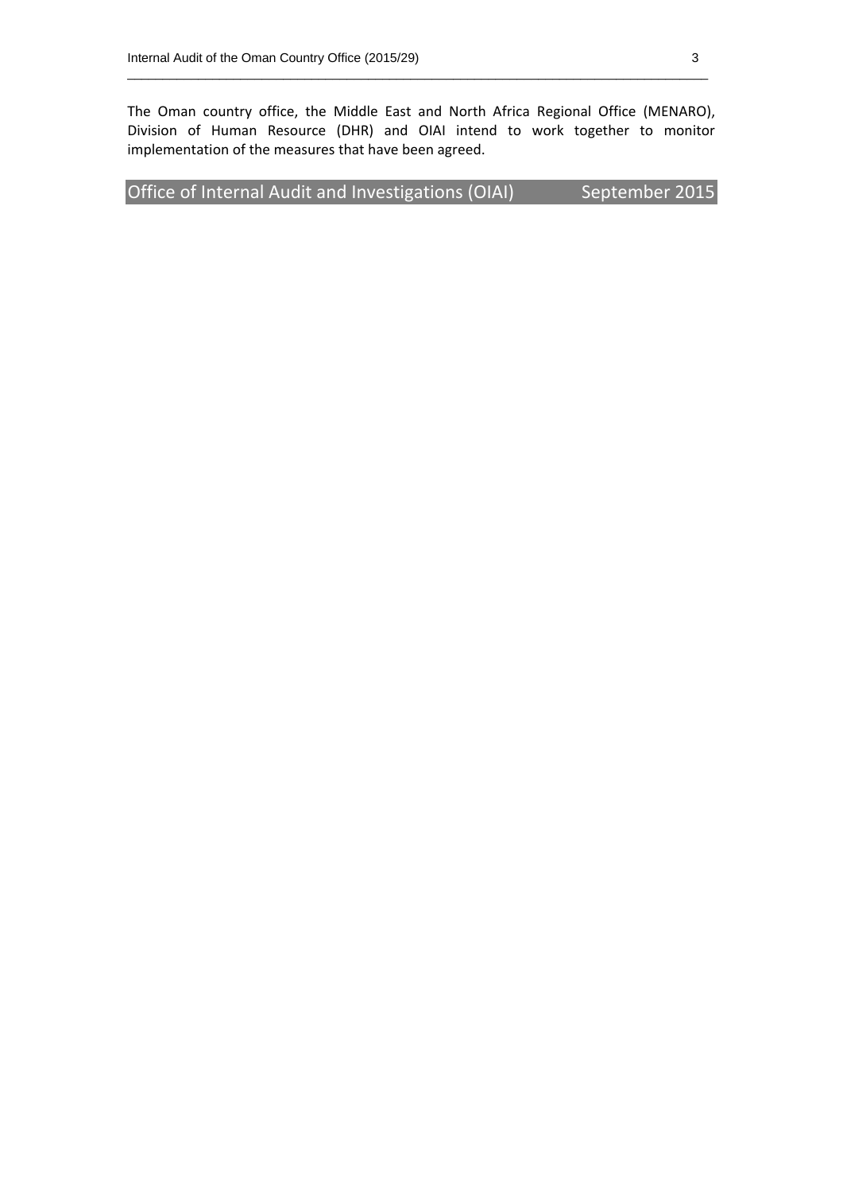The Oman country office, the Middle East and North Africa Regional Office (MENARO), Division of Human Resource (DHR) and OIAI intend to work together to monitor implementation of the measures that have been agreed.

**Office of Internal Audit and Investigations (OIAI) September 2015**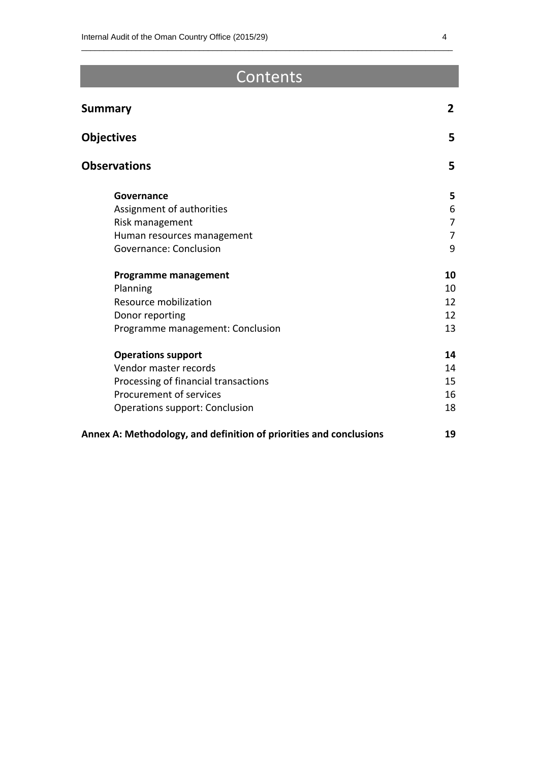# Contents

| | |
|---|---|
| **Summary** | **2** |
| **Objectives** | **5** |
| **Observations** | **5** |
| **Governance** | **5** |
| Assignment of authorities | 6 |
| Risk management | 7 |
| Human resources management | 7 |
| Governance: Conclusion | 9 |
| **Programme management** | **10** |
| Planning | 10 |
| Resource mobilization | 12 |
| Donor reporting | 12 |
| Programme management: Conclusion | 13 |
| **Operations support** | **14** |
| Vendor master records | 14 |
| Processing of financial transactions | 15 |
| Procurement of services | 16 |
| Operations support: Conclusion | 18 |
| **Annex A: Methodology, and definition of priorities and conclusions** | **19** |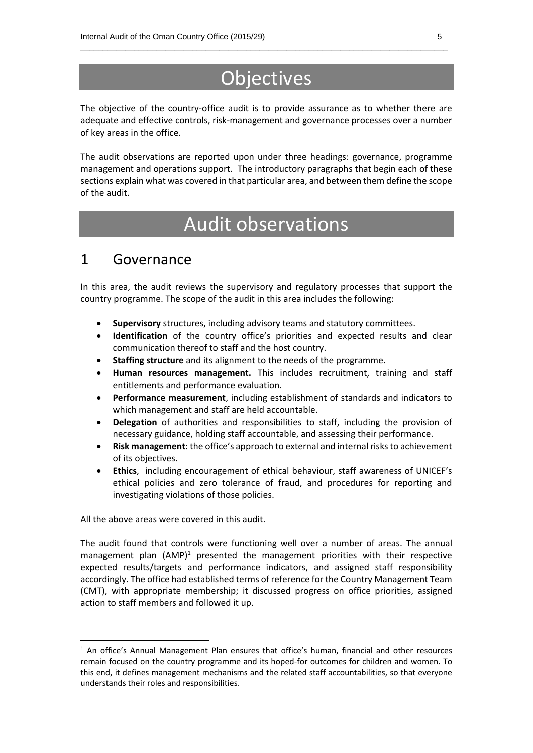# Objectives

The objective of the country-office audit is to provide assurance as to whether there are adequate and effective controls, risk-management and governance processes over a number of key areas in the office.

The audit observations are reported upon under three headings: governance, programme management and operations support. The introductory paragraphs that begin each of these sections explain what was covered in that particular area, and between them define the scope of the audit.

# Audit observations

## 1 Governance

In this area, the audit reviews the supervisory and regulatory processes that support the country programme. The scope of the audit in this area includes the following:

- **Supervisory** structures, including advisory teams and statutory committees.
- **Identification** of the country office's priorities and expected results and clear communication thereof to staff and the host country.
- **Staffing structure** and its alignment to the needs of the programme.
- **Human resources management.** This includes recruitment, training and staff entitlements and performance evaluation.
- **Performance measurement**, including establishment of standards and indicators to which management and staff are held accountable.
- **Delegation** of authorities and responsibilities to staff, including the provision of necessary guidance, holding staff accountable, and assessing their performance.
- **Risk management**: the office's approach to external and internal risks to achievement of its objectives.
- **Ethics**, including encouragement of ethical behaviour, staff awareness of UNICEF's ethical policies and zero tolerance of fraud, and procedures for reporting and investigating violations of those policies.

All the above areas were covered in this audit.

The audit found that controls were functioning well over a number of areas. The annual management plan (AMP)[1] presented the management priorities with their respective expected results/targets and performance indicators, and assigned staff responsibility accordingly. The office had established terms of reference for the Country Management Team (CMT), with appropriate membership; it discussed progress on office priorities, assigned action to staff members and followed it up.

---

[1] An office's Annual Management Plan ensures that office's human, financial and other resources remain focused on the country programme and its hoped-for outcomes for children and women. To this end, it defines management mechanisms and the related staff accountabilities, so that everyone understands their roles and responsibilities.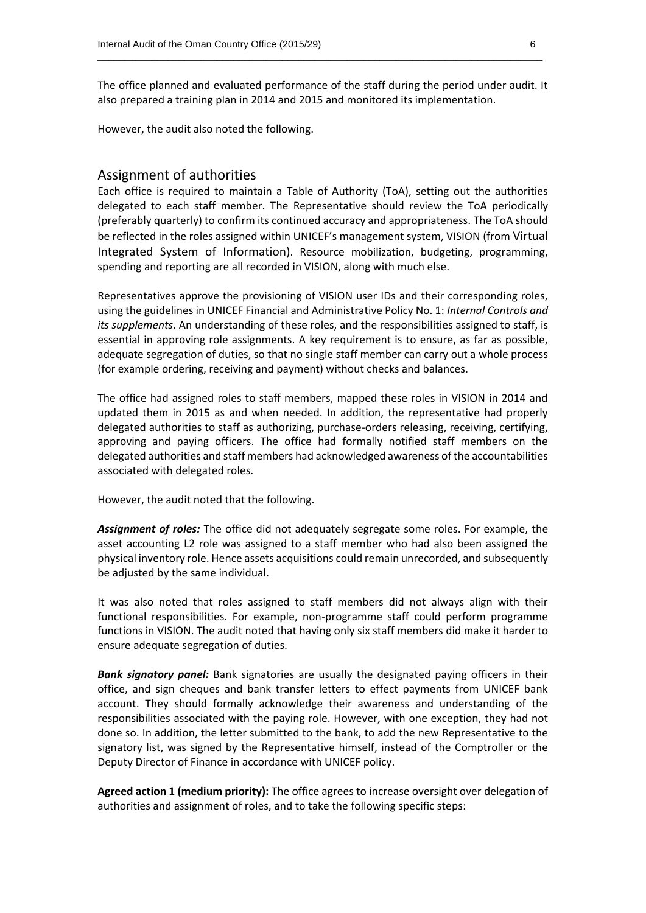The office planned and evaluated performance of the staff during the period under audit. It also prepared a training plan in 2014 and 2015 and monitored its implementation.

However, the audit also noted the following.

## Assignment of authorities

Each office is required to maintain a Table of Authority (ToA), setting out the authorities delegated to each staff member. The Representative should review the ToA periodically (preferably quarterly) to confirm its continued accuracy and appropriateness. The ToA should be reflected in the roles assigned within UNICEF's management system, VISION (from Virtual Integrated System of Information). Resource mobilization, budgeting, programming, spending and reporting are all recorded in VISION, along with much else.

Representatives approve the provisioning of VISION user IDs and their corresponding roles, using the guidelines in UNICEF Financial and Administrative Policy No. 1: *Internal Controls and its supplements*. An understanding of these roles, and the responsibilities assigned to staff, is essential in approving role assignments. A key requirement is to ensure, as far as possible, adequate segregation of duties, so that no single staff member can carry out a whole process (for example ordering, receiving and payment) without checks and balances.

The office had assigned roles to staff members, mapped these roles in VISION in 2014 and updated them in 2015 as and when needed. In addition, the representative had properly delegated authorities to staff as authorizing, purchase-orders releasing, receiving, certifying, approving and paying officers. The office had formally notified staff members on the delegated authorities and staff members had acknowledged awareness of the accountabilities associated with delegated roles.

However, the audit noted that the following.

***Assignment of roles:*** The office did not adequately segregate some roles. For example, the asset accounting L2 role was assigned to a staff member who had also been assigned the physical inventory role. Hence assets acquisitions could remain unrecorded, and subsequently be adjusted by the same individual.

It was also noted that roles assigned to staff members did not always align with their functional responsibilities. For example, non-programme staff could perform programme functions in VISION. The audit noted that having only six staff members did make it harder to ensure adequate segregation of duties.

***Bank signatory panel:*** Bank signatories are usually the designated paying officers in their office, and sign cheques and bank transfer letters to effect payments from UNICEF bank account. They should formally acknowledge their awareness and understanding of the responsibilities associated with the paying role. However, with one exception, they had not done so. In addition, the letter submitted to the bank, to add the new Representative to the signatory list, was signed by the Representative himself, instead of the Comptroller or the Deputy Director of Finance in accordance with UNICEF policy.

**Agreed action 1 (medium priority):** The office agrees to increase oversight over delegation of authorities and assignment of roles, and to take the following specific steps: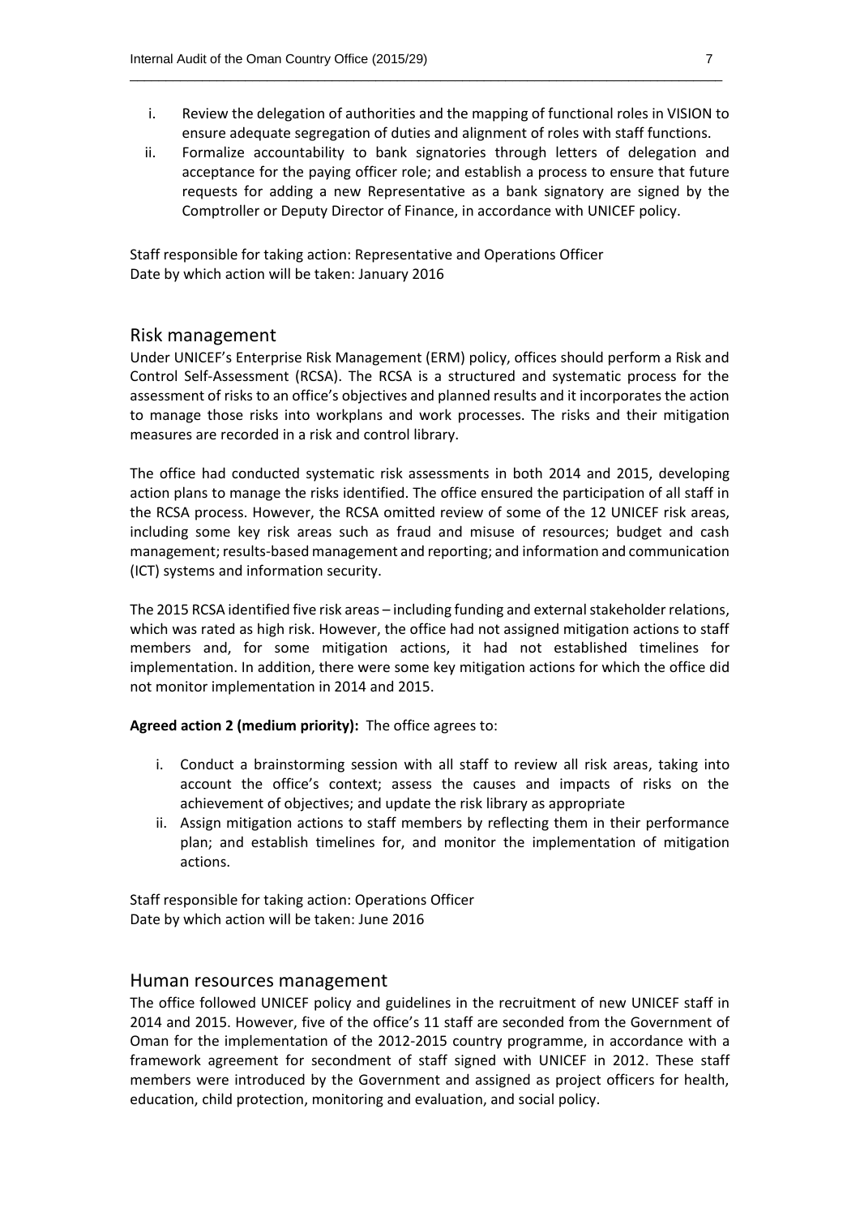i. Review the delegation of authorities and the mapping of functional roles in VISION to ensure adequate segregation of duties and alignment of roles with staff functions.
ii. Formalize accountability to bank signatories through letters of delegation and acceptance for the paying officer role; and establish a process to ensure that future requests for adding a new Representative as a bank signatory are signed by the Comptroller or Deputy Director of Finance, in accordance with UNICEF policy.

Staff responsible for taking action: Representative and Operations Officer
Date by which action will be taken: January 2016

## Risk management

Under UNICEF's Enterprise Risk Management (ERM) policy, offices should perform a Risk and Control Self-Assessment (RCSA). The RCSA is a structured and systematic process for the assessment of risks to an office's objectives and planned results and it incorporates the action to manage those risks into workplans and work processes. The risks and their mitigation measures are recorded in a risk and control library.

The office had conducted systematic risk assessments in both 2014 and 2015, developing action plans to manage the risks identified. The office ensured the participation of all staff in the RCSA process. However, the RCSA omitted review of some of the 12 UNICEF risk areas, including some key risk areas such as fraud and misuse of resources; budget and cash management; results-based management and reporting; and information and communication (ICT) systems and information security.

The 2015 RCSA identified five risk areas – including funding and external stakeholder relations, which was rated as high risk. However, the office had not assigned mitigation actions to staff members and, for some mitigation actions, it had not established timelines for implementation. In addition, there were some key mitigation actions for which the office did not monitor implementation in 2014 and 2015.

**Agreed action 2 (medium priority):** The office agrees to:

i. Conduct a brainstorming session with all staff to review all risk areas, taking into account the office's context; assess the causes and impacts of risks on the achievement of objectives; and update the risk library as appropriate
ii. Assign mitigation actions to staff members by reflecting them in their performance plan; and establish timelines for, and monitor the implementation of mitigation actions.

Staff responsible for taking action: Operations Officer
Date by which action will be taken: June 2016

## Human resources management

The office followed UNICEF policy and guidelines in the recruitment of new UNICEF staff in 2014 and 2015. However, five of the office's 11 staff are seconded from the Government of Oman for the implementation of the 2012-2015 country programme, in accordance with a framework agreement for secondment of staff signed with UNICEF in 2012. These staff members were introduced by the Government and assigned as project officers for health, education, child protection, monitoring and evaluation, and social policy.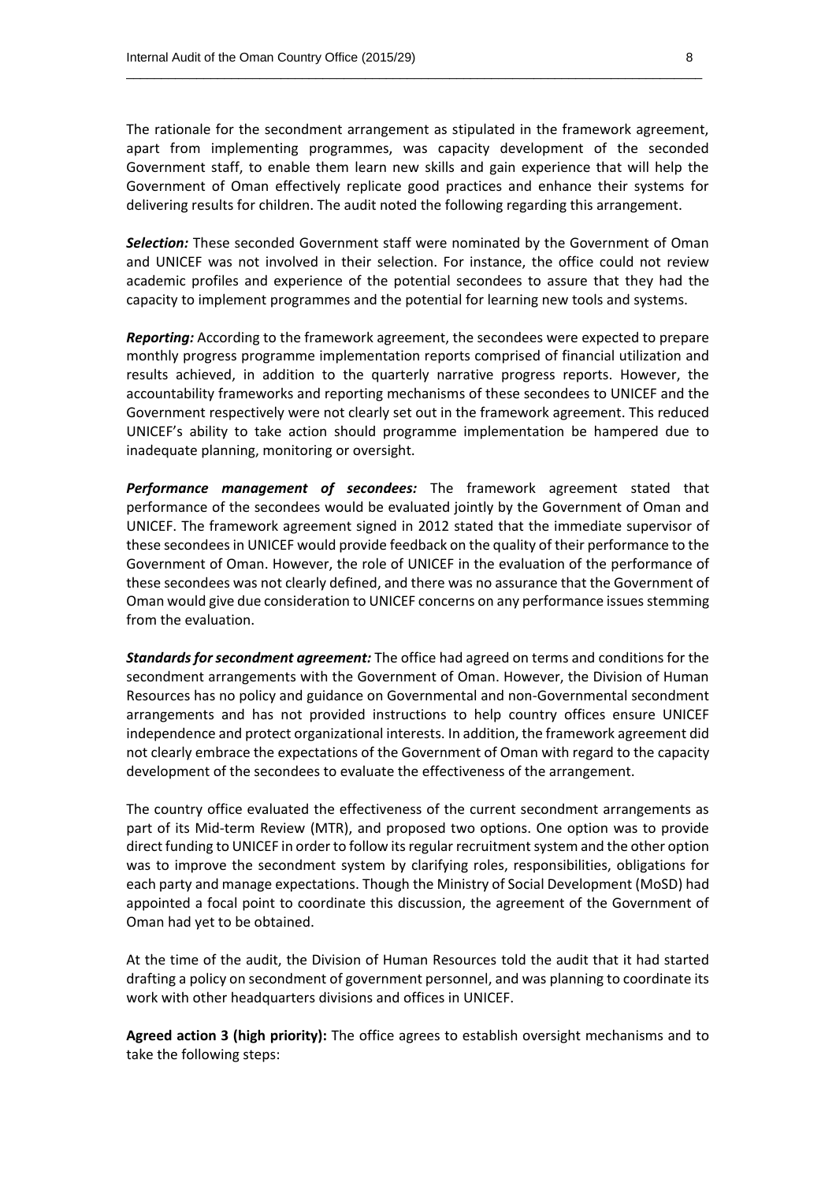The rationale for the secondment arrangement as stipulated in the framework agreement, apart from implementing programmes, was capacity development of the seconded Government staff, to enable them learn new skills and gain experience that will help the Government of Oman effectively replicate good practices and enhance their systems for delivering results for children. The audit noted the following regarding this arrangement.

***Selection:*** These seconded Government staff were nominated by the Government of Oman and UNICEF was not involved in their selection. For instance, the office could not review academic profiles and experience of the potential secondees to assure that they had the capacity to implement programmes and the potential for learning new tools and systems.

***Reporting:*** According to the framework agreement, the secondees were expected to prepare monthly progress programme implementation reports comprised of financial utilization and results achieved, in addition to the quarterly narrative progress reports. However, the accountability frameworks and reporting mechanisms of these secondees to UNICEF and the Government respectively were not clearly set out in the framework agreement. This reduced UNICEF's ability to take action should programme implementation be hampered due to inadequate planning, monitoring or oversight.

***Performance management of secondees:*** The framework agreement stated that performance of the secondees would be evaluated jointly by the Government of Oman and UNICEF. The framework agreement signed in 2012 stated that the immediate supervisor of these secondees in UNICEF would provide feedback on the quality of their performance to the Government of Oman. However, the role of UNICEF in the evaluation of the performance of these secondees was not clearly defined, and there was no assurance that the Government of Oman would give due consideration to UNICEF concerns on any performance issues stemming from the evaluation.

***Standards for secondment agreement:*** The office had agreed on terms and conditions for the secondment arrangements with the Government of Oman. However, the Division of Human Resources has no policy and guidance on Governmental and non-Governmental secondment arrangements and has not provided instructions to help country offices ensure UNICEF independence and protect organizational interests. In addition, the framework agreement did not clearly embrace the expectations of the Government of Oman with regard to the capacity development of the secondees to evaluate the effectiveness of the arrangement.

The country office evaluated the effectiveness of the current secondment arrangements as part of its Mid-term Review (MTR), and proposed two options. One option was to provide direct funding to UNICEF in order to follow its regular recruitment system and the other option was to improve the secondment system by clarifying roles, responsibilities, obligations for each party and manage expectations. Though the Ministry of Social Development (MoSD) had appointed a focal point to coordinate this discussion, the agreement of the Government of Oman had yet to be obtained.

At the time of the audit, the Division of Human Resources told the audit that it had started drafting a policy on secondment of government personnel, and was planning to coordinate its work with other headquarters divisions and offices in UNICEF.

**Agreed action 3 (high priority):** The office agrees to establish oversight mechanisms and to take the following steps: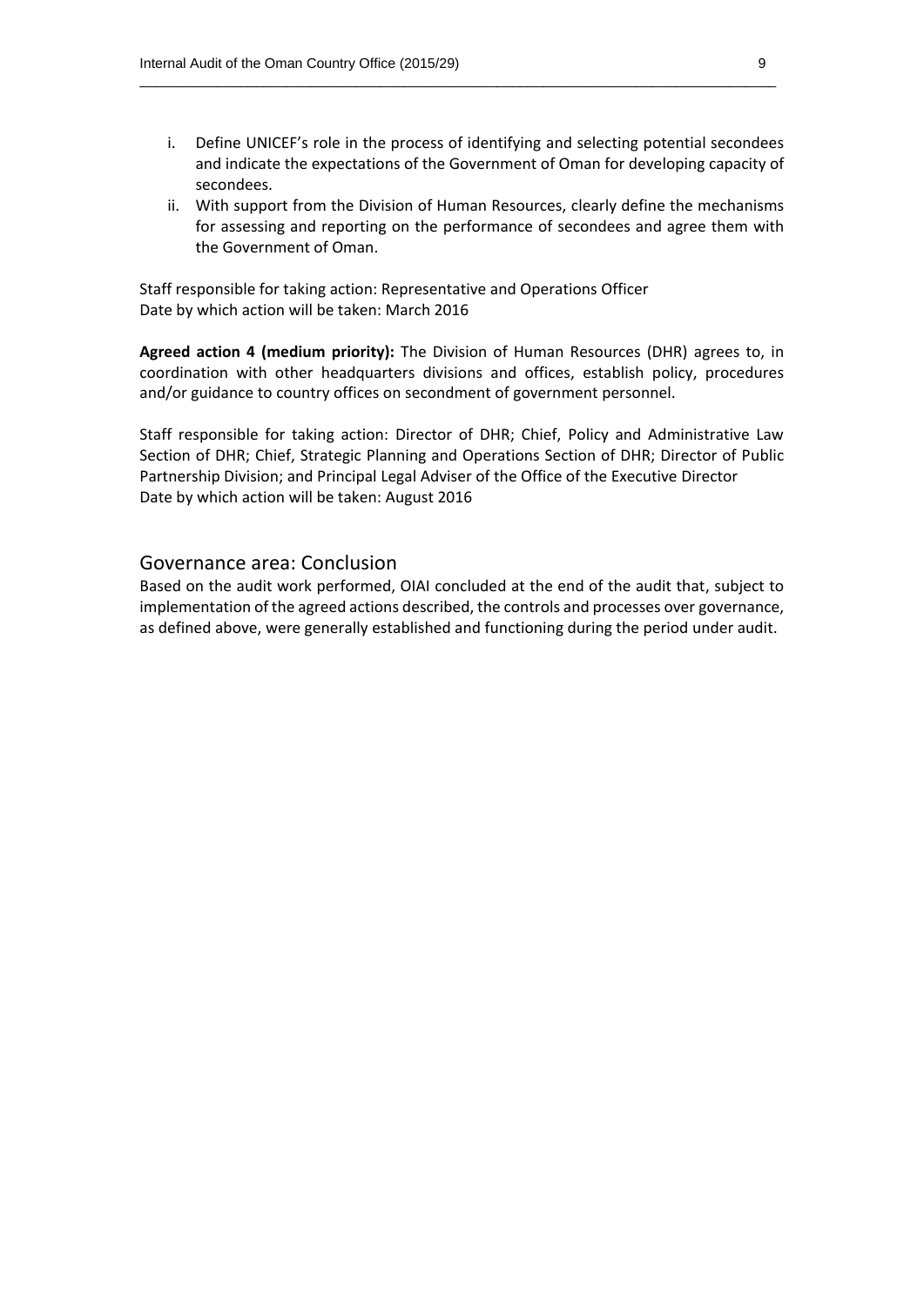i. Define UNICEF's role in the process of identifying and selecting potential secondees and indicate the expectations of the Government of Oman for developing capacity of secondees.
ii. With support from the Division of Human Resources, clearly define the mechanisms for assessing and reporting on the performance of secondees and agree them with the Government of Oman.

Staff responsible for taking action: Representative and Operations Officer
Date by which action will be taken: March 2016

**Agreed action 4 (medium priority):** The Division of Human Resources (DHR) agrees to, in coordination with other headquarters divisions and offices, establish policy, procedures and/or guidance to country offices on secondment of government personnel.

Staff responsible for taking action: Director of DHR; Chief, Policy and Administrative Law Section of DHR; Chief, Strategic Planning and Operations Section of DHR; Director of Public Partnership Division; and Principal Legal Adviser of the Office of the Executive Director
Date by which action will be taken: August 2016

## Governance area: Conclusion

Based on the audit work performed, OIAI concluded at the end of the audit that, subject to implementation of the agreed actions described, the controls and processes over governance, as defined above, were generally established and functioning during the period under audit.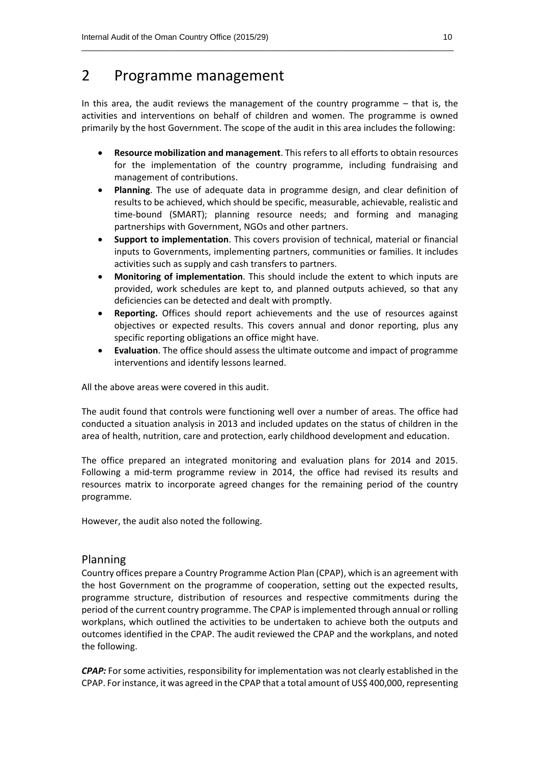# 2 Programme management

In this area, the audit reviews the management of the country programme – that is, the activities and interventions on behalf of children and women. The programme is owned primarily by the host Government. The scope of the audit in this area includes the following:

- **Resource mobilization and management**. This refers to all efforts to obtain resources for the implementation of the country programme, including fundraising and management of contributions.
- **Planning**. The use of adequate data in programme design, and clear definition of results to be achieved, which should be specific, measurable, achievable, realistic and time-bound (SMART); planning resource needs; and forming and managing partnerships with Government, NGOs and other partners.
- **Support to implementation**. This covers provision of technical, material or financial inputs to Governments, implementing partners, communities or families. It includes activities such as supply and cash transfers to partners.
- **Monitoring of implementation**. This should include the extent to which inputs are provided, work schedules are kept to, and planned outputs achieved, so that any deficiencies can be detected and dealt with promptly.
- **Reporting.** Offices should report achievements and the use of resources against objectives or expected results. This covers annual and donor reporting, plus any specific reporting obligations an office might have.
- **Evaluation**. The office should assess the ultimate outcome and impact of programme interventions and identify lessons learned.

All the above areas were covered in this audit.

The audit found that controls were functioning well over a number of areas. The office had conducted a situation analysis in 2013 and included updates on the status of children in the area of health, nutrition, care and protection, early childhood development and education.

The office prepared an integrated monitoring and evaluation plans for 2014 and 2015. Following a mid-term programme review in 2014, the office had revised its results and resources matrix to incorporate agreed changes for the remaining period of the country programme.

However, the audit also noted the following.

## Planning

Country offices prepare a Country Programme Action Plan (CPAP), which is an agreement with the host Government on the programme of cooperation, setting out the expected results, programme structure, distribution of resources and respective commitments during the period of the current country programme. The CPAP is implemented through annual or rolling workplans, which outlined the activities to be undertaken to achieve both the outputs and outcomes identified in the CPAP. The audit reviewed the CPAP and the workplans, and noted the following.

***CPAP:*** For some activities, responsibility for implementation was not clearly established in the CPAP. For instance, it was agreed in the CPAP that a total amount of US$ 400,000, representing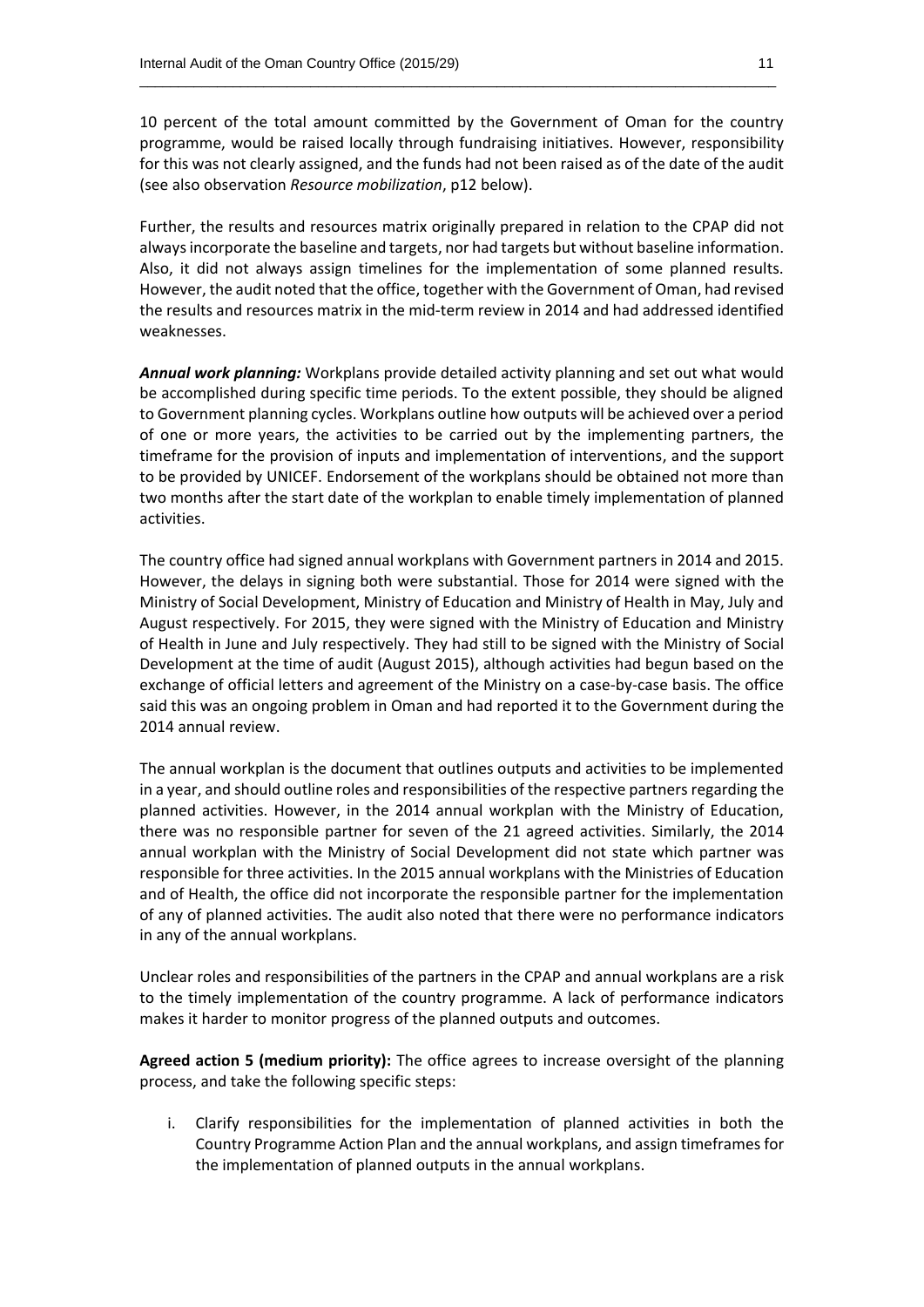10 percent of the total amount committed by the Government of Oman for the country programme, would be raised locally through fundraising initiatives. However, responsibility for this was not clearly assigned, and the funds had not been raised as of the date of the audit (see also observation *Resource mobilization*, p12 below).

Further, the results and resources matrix originally prepared in relation to the CPAP did not always incorporate the baseline and targets, nor had targets but without baseline information. Also, it did not always assign timelines for the implementation of some planned results. However, the audit noted that the office, together with the Government of Oman, had revised the results and resources matrix in the mid-term review in 2014 and had addressed identified weaknesses.

***Annual work planning:*** Workplans provide detailed activity planning and set out what would be accomplished during specific time periods. To the extent possible, they should be aligned to Government planning cycles. Workplans outline how outputs will be achieved over a period of one or more years, the activities to be carried out by the implementing partners, the timeframe for the provision of inputs and implementation of interventions, and the support to be provided by UNICEF. Endorsement of the workplans should be obtained not more than two months after the start date of the workplan to enable timely implementation of planned activities.

The country office had signed annual workplans with Government partners in 2014 and 2015. However, the delays in signing both were substantial. Those for 2014 were signed with the Ministry of Social Development, Ministry of Education and Ministry of Health in May, July and August respectively. For 2015, they were signed with the Ministry of Education and Ministry of Health in June and July respectively. They had still to be signed with the Ministry of Social Development at the time of audit (August 2015), although activities had begun based on the exchange of official letters and agreement of the Ministry on a case-by-case basis. The office said this was an ongoing problem in Oman and had reported it to the Government during the 2014 annual review.

The annual workplan is the document that outlines outputs and activities to be implemented in a year, and should outline roles and responsibilities of the respective partners regarding the planned activities. However, in the 2014 annual workplan with the Ministry of Education, there was no responsible partner for seven of the 21 agreed activities. Similarly, the 2014 annual workplan with the Ministry of Social Development did not state which partner was responsible for three activities. In the 2015 annual workplans with the Ministries of Education and of Health, the office did not incorporate the responsible partner for the implementation of any of planned activities. The audit also noted that there were no performance indicators in any of the annual workplans.

Unclear roles and responsibilities of the partners in the CPAP and annual workplans are a risk to the timely implementation of the country programme. A lack of performance indicators makes it harder to monitor progress of the planned outputs and outcomes.

**Agreed action 5 (medium priority):** The office agrees to increase oversight of the planning process, and take the following specific steps:

i. Clarify responsibilities for the implementation of planned activities in both the Country Programme Action Plan and the annual workplans, and assign timeframes for the implementation of planned outputs in the annual workplans.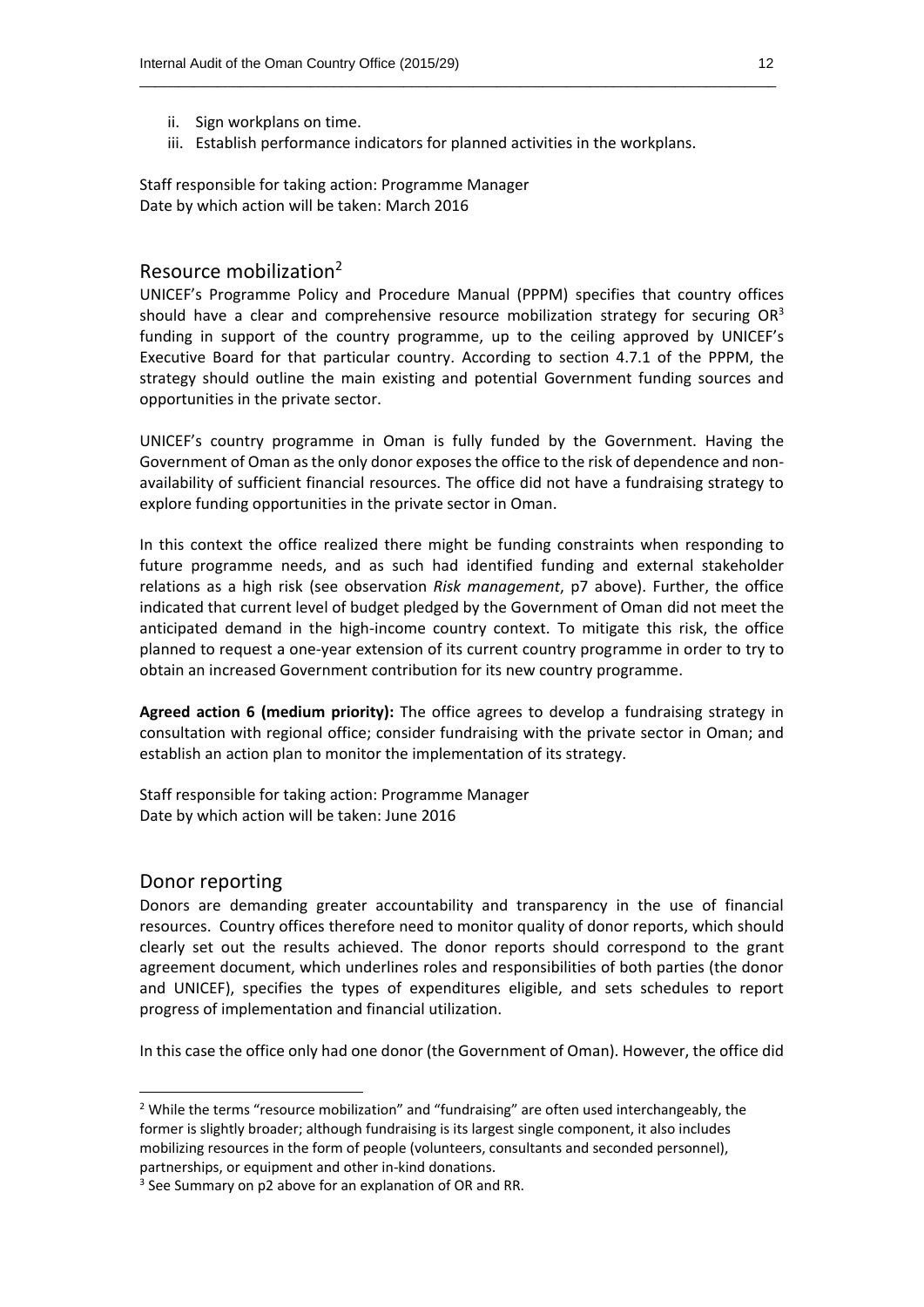ii. Sign workplans on time.
iii. Establish performance indicators for planned activities in the workplans.

Staff responsible for taking action: Programme Manager
Date by which action will be taken: March 2016

## Resource mobilization[2]

UNICEF's Programme Policy and Procedure Manual (PPPM) specifies that country offices should have a clear and comprehensive resource mobilization strategy for securing OR[3] funding in support of the country programme, up to the ceiling approved by UNICEF's Executive Board for that particular country. According to section 4.7.1 of the PPPM, the strategy should outline the main existing and potential Government funding sources and opportunities in the private sector.

UNICEF's country programme in Oman is fully funded by the Government. Having the Government of Oman as the only donor exposes the office to the risk of dependence and non-availability of sufficient financial resources. The office did not have a fundraising strategy to explore funding opportunities in the private sector in Oman.

In this context the office realized there might be funding constraints when responding to future programme needs, and as such had identified funding and external stakeholder relations as a high risk (see observation *Risk management*, p7 above). Further, the office indicated that current level of budget pledged by the Government of Oman did not meet the anticipated demand in the high-income country context. To mitigate this risk, the office planned to request a one-year extension of its current country programme in order to try to obtain an increased Government contribution for its new country programme.

**Agreed action 6 (medium priority):** The office agrees to develop a fundraising strategy in consultation with regional office; consider fundraising with the private sector in Oman; and establish an action plan to monitor the implementation of its strategy.

Staff responsible for taking action: Programme Manager
Date by which action will be taken: June 2016

## Donor reporting

Donors are demanding greater accountability and transparency in the use of financial resources. Country offices therefore need to monitor quality of donor reports, which should clearly set out the results achieved. The donor reports should correspond to the grant agreement document, which underlines roles and responsibilities of both parties (the donor and UNICEF), specifies the types of expenditures eligible, and sets schedules to report progress of implementation and financial utilization.

In this case the office only had one donor (the Government of Oman). However, the office did

---

[2] While the terms "resource mobilization" and "fundraising" are often used interchangeably, the former is slightly broader; although fundraising is its largest single component, it also includes mobilizing resources in the form of people (volunteers, consultants and seconded personnel), partnerships, or equipment and other in-kind donations.

[3] See Summary on p2 above for an explanation of OR and RR.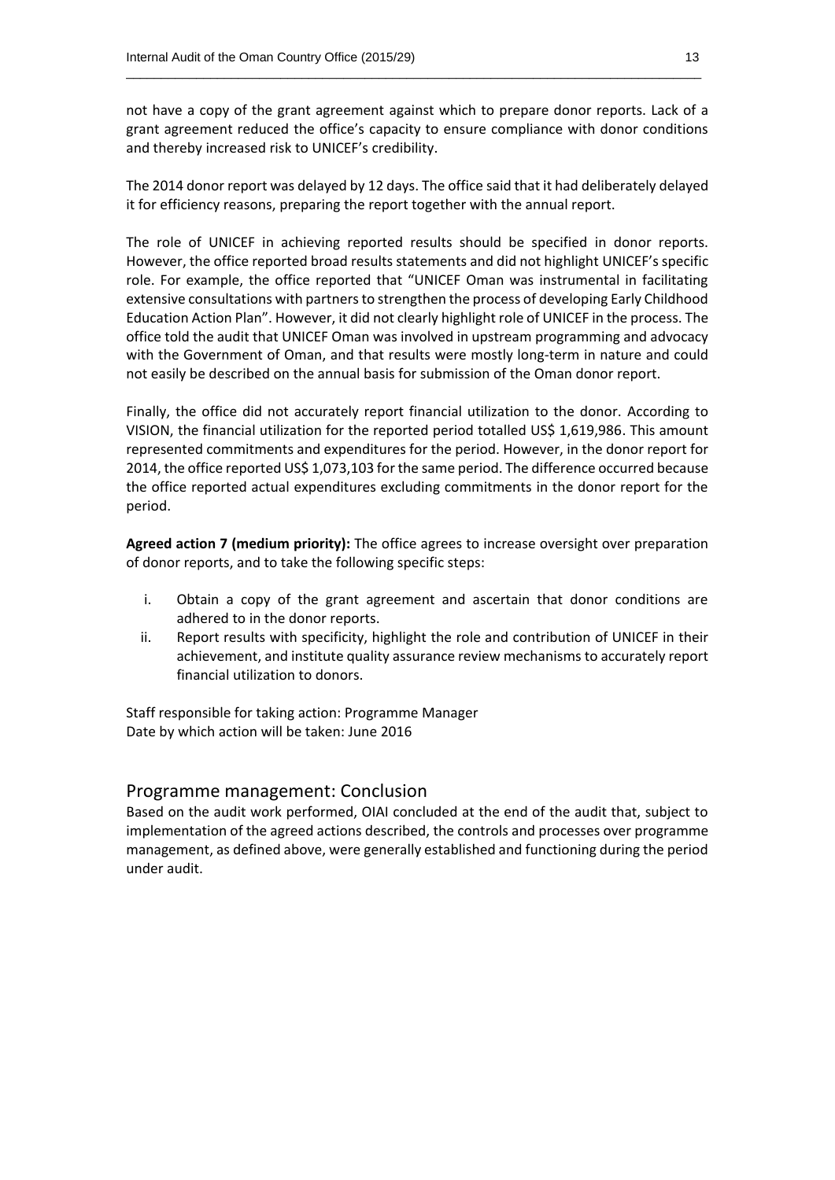not have a copy of the grant agreement against which to prepare donor reports. Lack of a grant agreement reduced the office's capacity to ensure compliance with donor conditions and thereby increased risk to UNICEF's credibility.

The 2014 donor report was delayed by 12 days. The office said that it had deliberately delayed it for efficiency reasons, preparing the report together with the annual report.

The role of UNICEF in achieving reported results should be specified in donor reports. However, the office reported broad results statements and did not highlight UNICEF's specific role. For example, the office reported that "UNICEF Oman was instrumental in facilitating extensive consultations with partners to strengthen the process of developing Early Childhood Education Action Plan". However, it did not clearly highlight role of UNICEF in the process. The office told the audit that UNICEF Oman was involved in upstream programming and advocacy with the Government of Oman, and that results were mostly long-term in nature and could not easily be described on the annual basis for submission of the Oman donor report.

Finally, the office did not accurately report financial utilization to the donor. According to VISION, the financial utilization for the reported period totalled US$ 1,619,986. This amount represented commitments and expenditures for the period. However, in the donor report for 2014, the office reported US$ 1,073,103 for the same period. The difference occurred because the office reported actual expenditures excluding commitments in the donor report for the period.

**Agreed action 7 (medium priority):** The office agrees to increase oversight over preparation of donor reports, and to take the following specific steps:

i. Obtain a copy of the grant agreement and ascertain that donor conditions are adhered to in the donor reports.
ii. Report results with specificity, highlight the role and contribution of UNICEF in their achievement, and institute quality assurance review mechanisms to accurately report financial utilization to donors.

Staff responsible for taking action: Programme Manager
Date by which action will be taken: June 2016

## Programme management: Conclusion

Based on the audit work performed, OIAI concluded at the end of the audit that, subject to implementation of the agreed actions described, the controls and processes over programme management, as defined above, were generally established and functioning during the period under audit.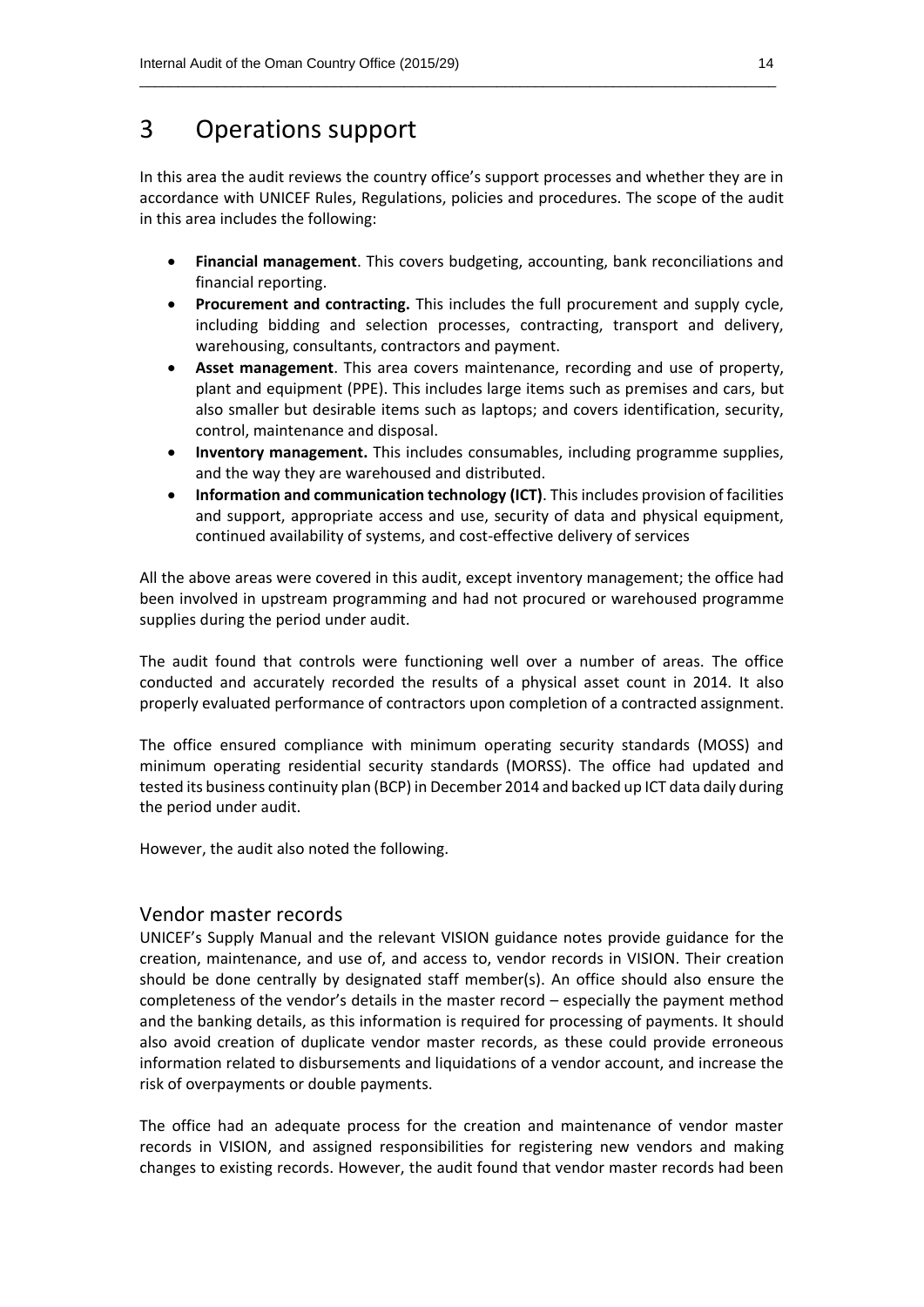# 3 Operations support

In this area the audit reviews the country office's support processes and whether they are in accordance with UNICEF Rules, Regulations, policies and procedures. The scope of the audit in this area includes the following:

- **Financial management**. This covers budgeting, accounting, bank reconciliations and financial reporting.
- **Procurement and contracting.** This includes the full procurement and supply cycle, including bidding and selection processes, contracting, transport and delivery, warehousing, consultants, contractors and payment.
- **Asset management**. This area covers maintenance, recording and use of property, plant and equipment (PPE). This includes large items such as premises and cars, but also smaller but desirable items such as laptops; and covers identification, security, control, maintenance and disposal.
- **Inventory management.** This includes consumables, including programme supplies, and the way they are warehoused and distributed.
- **Information and communication technology (ICT)**. This includes provision of facilities and support, appropriate access and use, security of data and physical equipment, continued availability of systems, and cost-effective delivery of services

All the above areas were covered in this audit, except inventory management; the office had been involved in upstream programming and had not procured or warehoused programme supplies during the period under audit.

The audit found that controls were functioning well over a number of areas. The office conducted and accurately recorded the results of a physical asset count in 2014. It also properly evaluated performance of contractors upon completion of a contracted assignment.

The office ensured compliance with minimum operating security standards (MOSS) and minimum operating residential security standards (MORSS). The office had updated and tested its business continuity plan (BCP) in December 2014 and backed up ICT data daily during the period under audit.

However, the audit also noted the following.

## Vendor master records

UNICEF's Supply Manual and the relevant VISION guidance notes provide guidance for the creation, maintenance, and use of, and access to, vendor records in VISION. Their creation should be done centrally by designated staff member(s). An office should also ensure the completeness of the vendor's details in the master record – especially the payment method and the banking details, as this information is required for processing of payments. It should also avoid creation of duplicate vendor master records, as these could provide erroneous information related to disbursements and liquidations of a vendor account, and increase the risk of overpayments or double payments.

The office had an adequate process for the creation and maintenance of vendor master records in VISION, and assigned responsibilities for registering new vendors and making changes to existing records. However, the audit found that vendor master records had been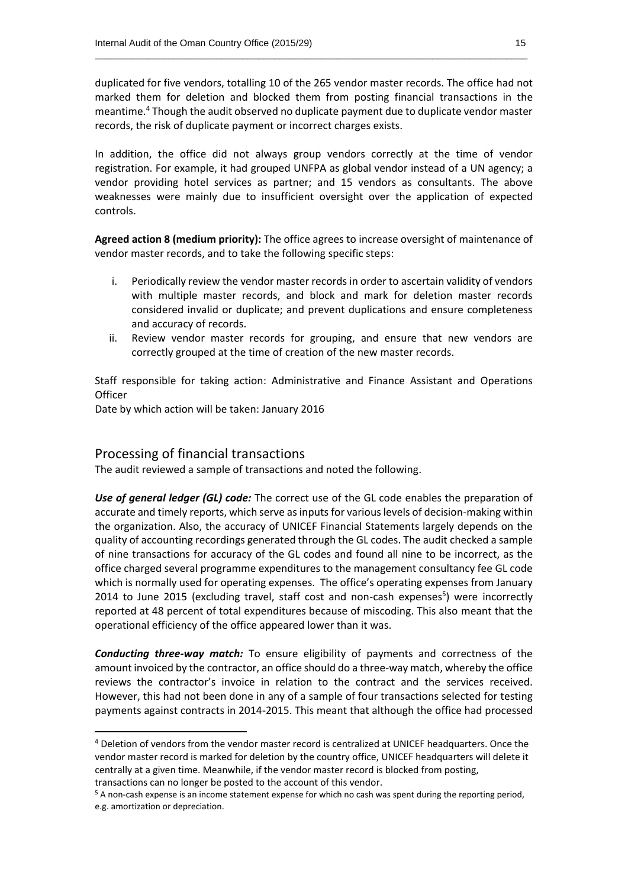duplicated for five vendors, totalling 10 of the 265 vendor master records. The office had not marked them for deletion and blocked them from posting financial transactions in the meantime.[4] Though the audit observed no duplicate payment due to duplicate vendor master records, the risk of duplicate payment or incorrect charges exists.

In addition, the office did not always group vendors correctly at the time of vendor registration. For example, it had grouped UNFPA as global vendor instead of a UN agency; a vendor providing hotel services as partner; and 15 vendors as consultants. The above weaknesses were mainly due to insufficient oversight over the application of expected controls.

**Agreed action 8 (medium priority):** The office agrees to increase oversight of maintenance of vendor master records, and to take the following specific steps:

i. Periodically review the vendor master records in order to ascertain validity of vendors with multiple master records, and block and mark for deletion master records considered invalid or duplicate; and prevent duplications and ensure completeness and accuracy of records.
ii. Review vendor master records for grouping, and ensure that new vendors are correctly grouped at the time of creation of the new master records.

Staff responsible for taking action: Administrative and Finance Assistant and Operations Officer
Date by which action will be taken: January 2016

## Processing of financial transactions

The audit reviewed a sample of transactions and noted the following.

***Use of general ledger (GL) code:*** The correct use of the GL code enables the preparation of accurate and timely reports, which serve as inputs for various levels of decision-making within the organization. Also, the accuracy of UNICEF Financial Statements largely depends on the quality of accounting recordings generated through the GL codes. The audit checked a sample of nine transactions for accuracy of the GL codes and found all nine to be incorrect, as the office charged several programme expenditures to the management consultancy fee GL code which is normally used for operating expenses. The office's operating expenses from January 2014 to June 2015 (excluding travel, staff cost and non-cash expenses[5]) were incorrectly reported at 48 percent of total expenditures because of miscoding. This also meant that the operational efficiency of the office appeared lower than it was.

***Conducting three-way match:*** To ensure eligibility of payments and correctness of the amount invoiced by the contractor, an office should do a three-way match, whereby the office reviews the contractor's invoice in relation to the contract and the services received. However, this had not been done in any of a sample of four transactions selected for testing payments against contracts in 2014-2015. This meant that although the office had processed

---

[4] Deletion of vendors from the vendor master record is centralized at UNICEF headquarters. Once the vendor master record is marked for deletion by the country office, UNICEF headquarters will delete it centrally at a given time. Meanwhile, if the vendor master record is blocked from posting, transactions can no longer be posted to the account of this vendor.

[5] A non-cash expense is an income statement expense for which no cash was spent during the reporting period, e.g. amortization or depreciation.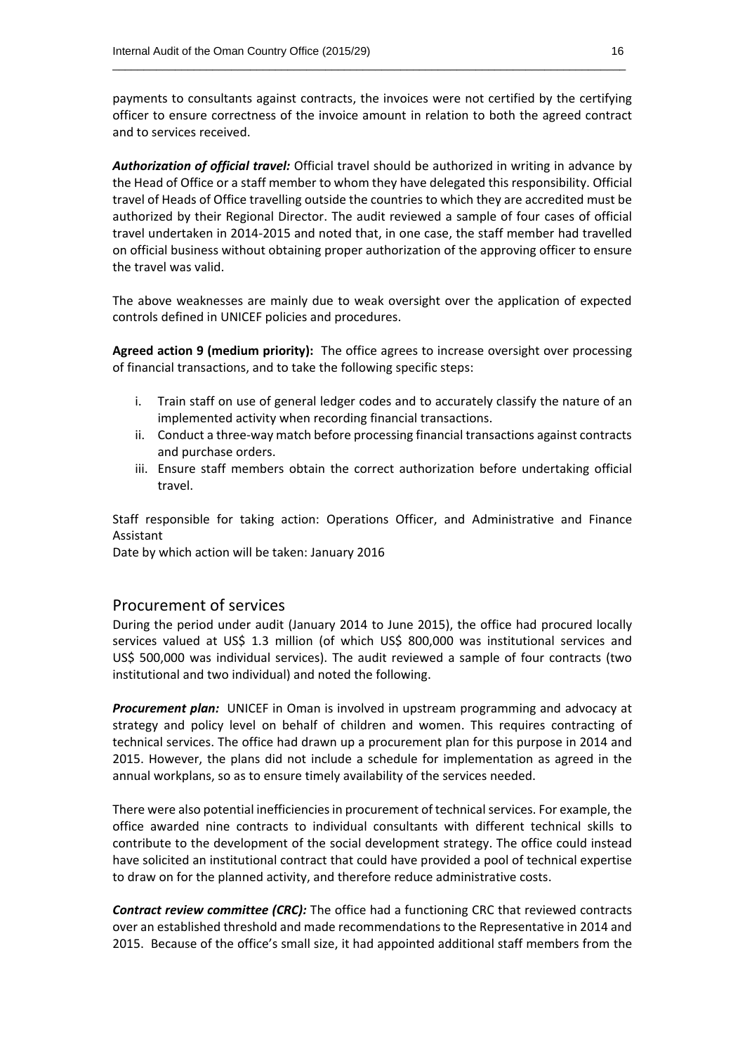payments to consultants against contracts, the invoices were not certified by the certifying officer to ensure correctness of the invoice amount in relation to both the agreed contract and to services received.

***Authorization of official travel:*** Official travel should be authorized in writing in advance by the Head of Office or a staff member to whom they have delegated this responsibility. Official travel of Heads of Office travelling outside the countries to which they are accredited must be authorized by their Regional Director. The audit reviewed a sample of four cases of official travel undertaken in 2014-2015 and noted that, in one case, the staff member had travelled on official business without obtaining proper authorization of the approving officer to ensure the travel was valid.

The above weaknesses are mainly due to weak oversight over the application of expected controls defined in UNICEF policies and procedures.

**Agreed action 9 (medium priority):** The office agrees to increase oversight over processing of financial transactions, and to take the following specific steps:

i. Train staff on use of general ledger codes and to accurately classify the nature of an implemented activity when recording financial transactions.
ii. Conduct a three-way match before processing financial transactions against contracts and purchase orders.
iii. Ensure staff members obtain the correct authorization before undertaking official travel.

Staff responsible for taking action: Operations Officer, and Administrative and Finance Assistant
Date by which action will be taken: January 2016

## Procurement of services

During the period under audit (January 2014 to June 2015), the office had procured locally services valued at US$ 1.3 million (of which US$ 800,000 was institutional services and US$ 500,000 was individual services). The audit reviewed a sample of four contracts (two institutional and two individual) and noted the following.

***Procurement plan:*** UNICEF in Oman is involved in upstream programming and advocacy at strategy and policy level on behalf of children and women. This requires contracting of technical services. The office had drawn up a procurement plan for this purpose in 2014 and 2015. However, the plans did not include a schedule for implementation as agreed in the annual workplans, so as to ensure timely availability of the services needed.

There were also potential inefficiencies in procurement of technical services. For example, the office awarded nine contracts to individual consultants with different technical skills to contribute to the development of the social development strategy. The office could instead have solicited an institutional contract that could have provided a pool of technical expertise to draw on for the planned activity, and therefore reduce administrative costs.

***Contract review committee (CRC):*** The office had a functioning CRC that reviewed contracts over an established threshold and made recommendations to the Representative in 2014 and 2015. Because of the office's small size, it had appointed additional staff members from the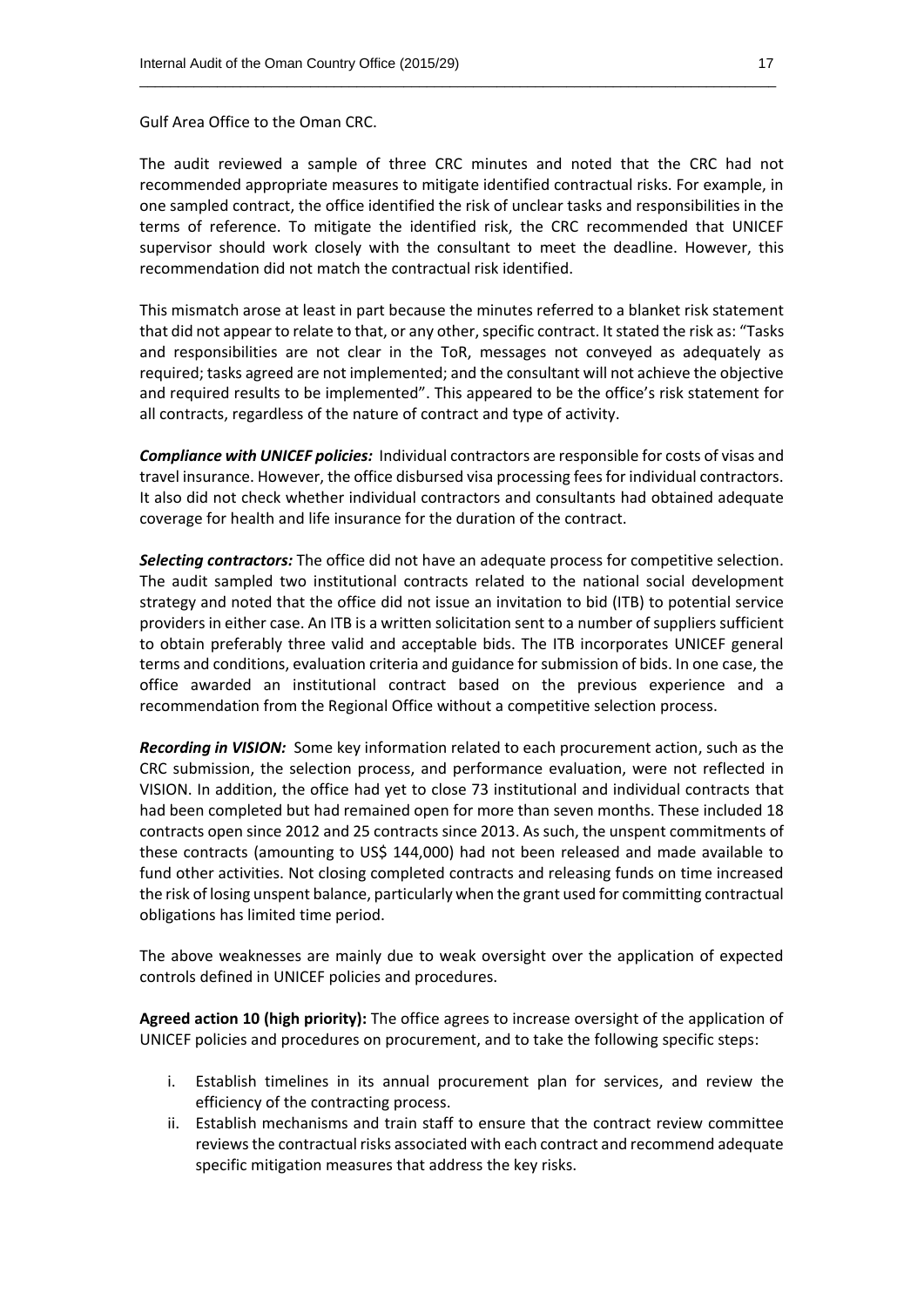Gulf Area Office to the Oman CRC.

The audit reviewed a sample of three CRC minutes and noted that the CRC had not recommended appropriate measures to mitigate identified contractual risks. For example, in one sampled contract, the office identified the risk of unclear tasks and responsibilities in the terms of reference. To mitigate the identified risk, the CRC recommended that UNICEF supervisor should work closely with the consultant to meet the deadline. However, this recommendation did not match the contractual risk identified.

This mismatch arose at least in part because the minutes referred to a blanket risk statement that did not appear to relate to that, or any other, specific contract. It stated the risk as: "Tasks and responsibilities are not clear in the ToR, messages not conveyed as adequately as required; tasks agreed are not implemented; and the consultant will not achieve the objective and required results to be implemented". This appeared to be the office's risk statement for all contracts, regardless of the nature of contract and type of activity.

***Compliance with UNICEF policies:*** Individual contractors are responsible for costs of visas and travel insurance. However, the office disbursed visa processing fees for individual contractors. It also did not check whether individual contractors and consultants had obtained adequate coverage for health and life insurance for the duration of the contract.

***Selecting contractors:*** The office did not have an adequate process for competitive selection. The audit sampled two institutional contracts related to the national social development strategy and noted that the office did not issue an invitation to bid (ITB) to potential service providers in either case. An ITB is a written solicitation sent to a number of suppliers sufficient to obtain preferably three valid and acceptable bids. The ITB incorporates UNICEF general terms and conditions, evaluation criteria and guidance for submission of bids. In one case, the office awarded an institutional contract based on the previous experience and a recommendation from the Regional Office without a competitive selection process.

***Recording in VISION:*** Some key information related to each procurement action, such as the CRC submission, the selection process, and performance evaluation, were not reflected in VISION. In addition, the office had yet to close 73 institutional and individual contracts that had been completed but had remained open for more than seven months. These included 18 contracts open since 2012 and 25 contracts since 2013. As such, the unspent commitments of these contracts (amounting to US$ 144,000) had not been released and made available to fund other activities. Not closing completed contracts and releasing funds on time increased the risk of losing unspent balance, particularly when the grant used for committing contractual obligations has limited time period.

The above weaknesses are mainly due to weak oversight over the application of expected controls defined in UNICEF policies and procedures.

**Agreed action 10 (high priority):** The office agrees to increase oversight of the application of UNICEF policies and procedures on procurement, and to take the following specific steps:

i. Establish timelines in its annual procurement plan for services, and review the efficiency of the contracting process.
ii. Establish mechanisms and train staff to ensure that the contract review committee reviews the contractual risks associated with each contract and recommend adequate specific mitigation measures that address the key risks.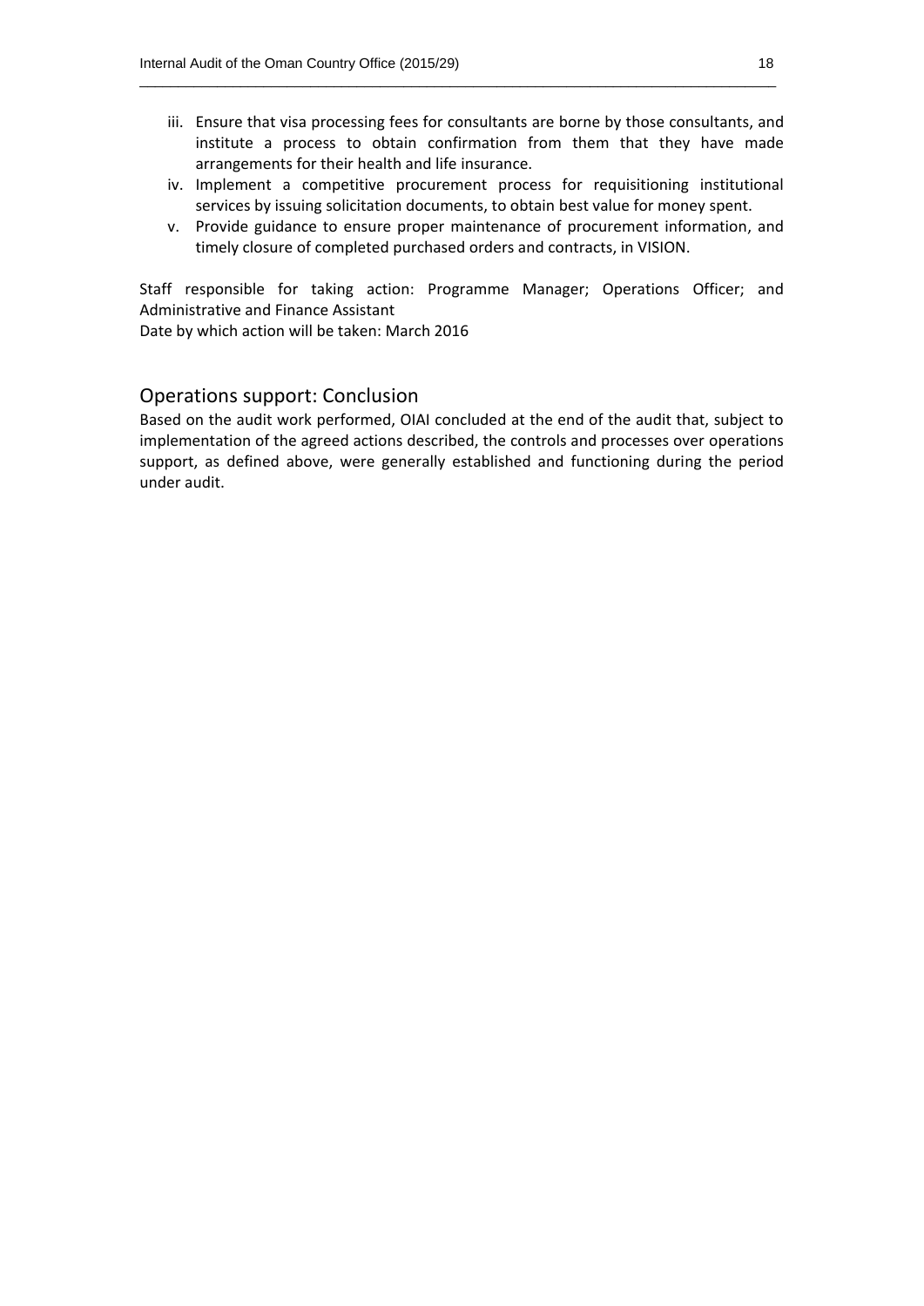iii. Ensure that visa processing fees for consultants are borne by those consultants, and institute a process to obtain confirmation from them that they have made arrangements for their health and life insurance.
iv. Implement a competitive procurement process for requisitioning institutional services by issuing solicitation documents, to obtain best value for money spent.
v. Provide guidance to ensure proper maintenance of procurement information, and timely closure of completed purchased orders and contracts, in VISION.

Staff responsible for taking action: Programme Manager; Operations Officer; and Administrative and Finance Assistant
Date by which action will be taken: March 2016

## Operations support: Conclusion

Based on the audit work performed, OIAI concluded at the end of the audit that, subject to implementation of the agreed actions described, the controls and processes over operations support, as defined above, were generally established and functioning during the period under audit.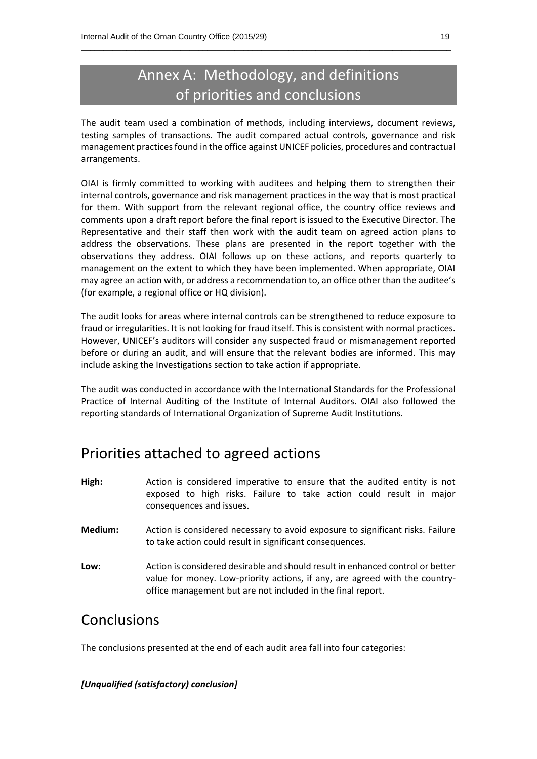# Annex A: Methodology, and definitions of priorities and conclusions

The audit team used a combination of methods, including interviews, document reviews, testing samples of transactions. The audit compared actual controls, governance and risk management practices found in the office against UNICEF policies, procedures and contractual arrangements.

OIAI is firmly committed to working with auditees and helping them to strengthen their internal controls, governance and risk management practices in the way that is most practical for them. With support from the relevant regional office, the country office reviews and comments upon a draft report before the final report is issued to the Executive Director. The Representative and their staff then work with the audit team on agreed action plans to address the observations. These plans are presented in the report together with the observations they address. OIAI follows up on these actions, and reports quarterly to management on the extent to which they have been implemented. When appropriate, OIAI may agree an action with, or address a recommendation to, an office other than the auditee's (for example, a regional office or HQ division).

The audit looks for areas where internal controls can be strengthened to reduce exposure to fraud or irregularities. It is not looking for fraud itself. This is consistent with normal practices. However, UNICEF's auditors will consider any suspected fraud or mismanagement reported before or during an audit, and will ensure that the relevant bodies are informed. This may include asking the Investigations section to take action if appropriate.

The audit was conducted in accordance with the International Standards for the Professional Practice of Internal Auditing of the Institute of Internal Auditors. OIAI also followed the reporting standards of International Organization of Supreme Audit Institutions.

## Priorities attached to agreed actions

**High:** Action is considered imperative to ensure that the audited entity is not exposed to high risks. Failure to take action could result in major consequences and issues.

**Medium:** Action is considered necessary to avoid exposure to significant risks. Failure to take action could result in significant consequences.

**Low:** Action is considered desirable and should result in enhanced control or better value for money. Low-priority actions, if any, are agreed with the country-office management but are not included in the final report.

## Conclusions

The conclusions presented at the end of each audit area fall into four categories:

***[Unqualified (satisfactory) conclusion]***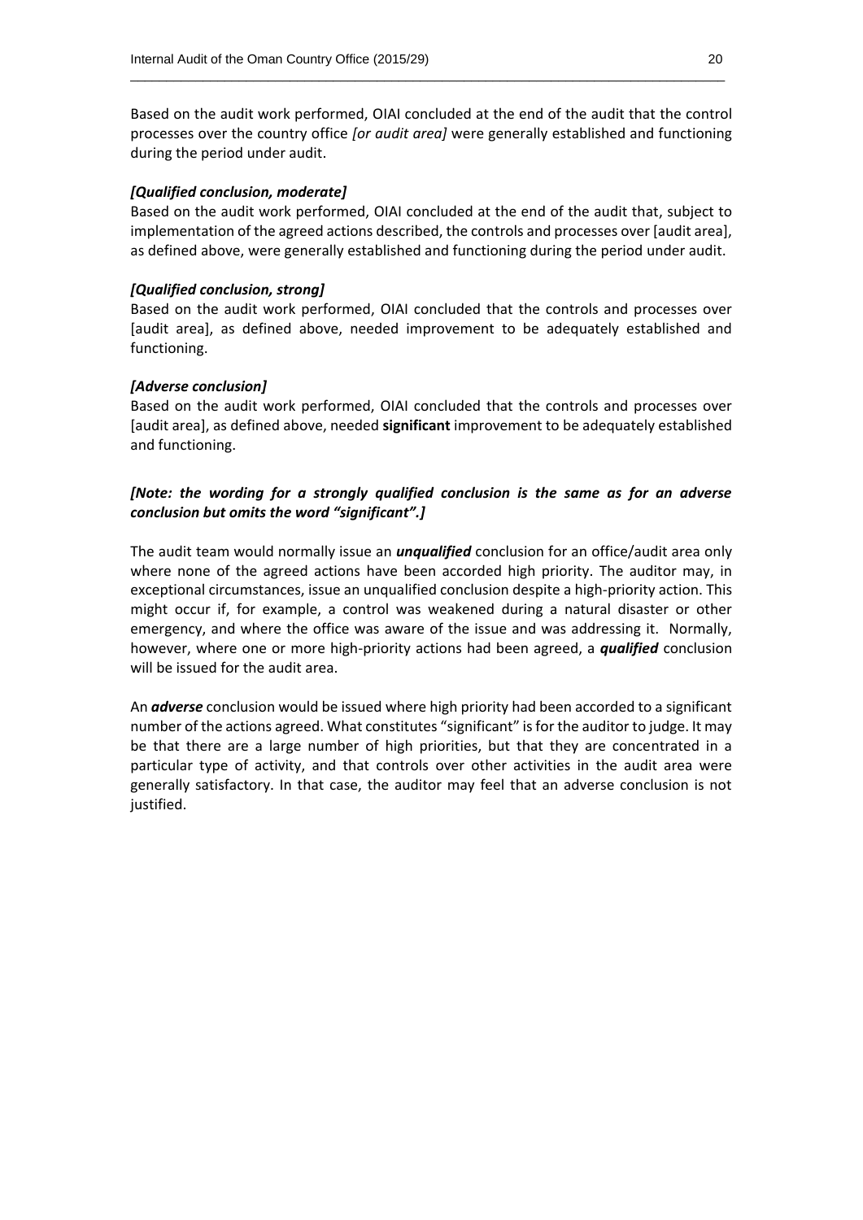Based on the audit work performed, OIAI concluded at the end of the audit that the control processes over the country office *[or audit area]* were generally established and functioning during the period under audit.

***[Qualified conclusion, moderate]***

Based on the audit work performed, OIAI concluded at the end of the audit that, subject to implementation of the agreed actions described, the controls and processes over [audit area], as defined above, were generally established and functioning during the period under audit.

***[Qualified conclusion, strong]***

Based on the audit work performed, OIAI concluded that the controls and processes over [audit area], as defined above, needed improvement to be adequately established and functioning.

***[Adverse conclusion]***

Based on the audit work performed, OIAI concluded that the controls and processes over [audit area], as defined above, needed **significant** improvement to be adequately established and functioning.

***[Note: the wording for a strongly qualified conclusion is the same as for an adverse conclusion but omits the word "significant".]***

The audit team would normally issue an ***unqualified*** conclusion for an office/audit area only where none of the agreed actions have been accorded high priority. The auditor may, in exceptional circumstances, issue an unqualified conclusion despite a high-priority action. This might occur if, for example, a control was weakened during a natural disaster or other emergency, and where the office was aware of the issue and was addressing it. Normally, however, where one or more high-priority actions had been agreed, a ***qualified*** conclusion will be issued for the audit area.

An ***adverse*** conclusion would be issued where high priority had been accorded to a significant number of the actions agreed. What constitutes "significant" is for the auditor to judge. It may be that there are a large number of high priorities, but that they are concentrated in a particular type of activity, and that controls over other activities in the audit area were generally satisfactory. In that case, the auditor may feel that an adverse conclusion is not justified.